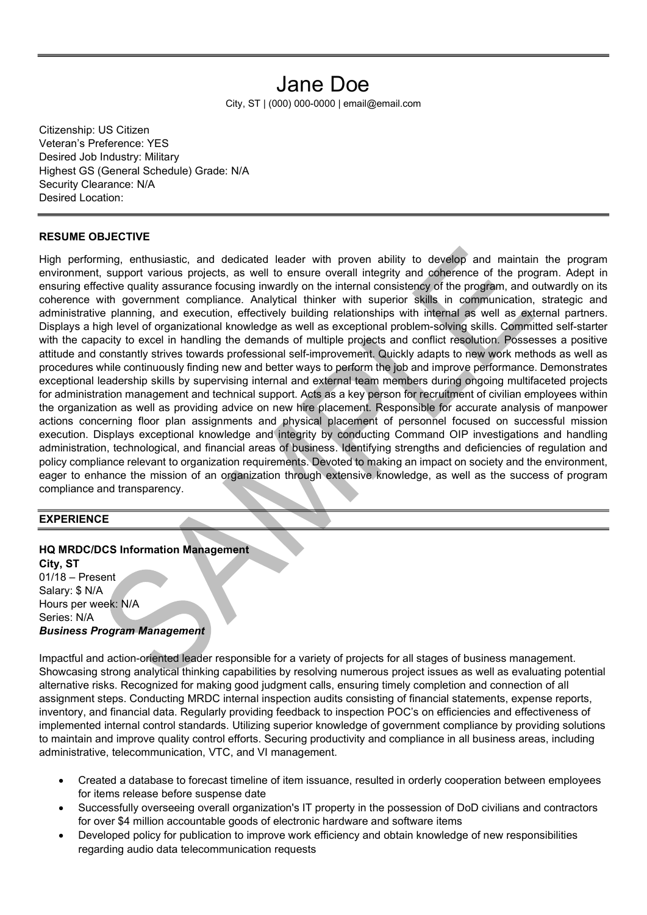# Jane Doe

City, ST | (000) 000-0000 | email@email.com

Citizenship: US Citizen
Veteran's Preference: YES
Desired Job Industry: Military
Highest GS (General Schedule) Grade: N/A
Security Clearance: N/A
Desired Location:

## RESUME OBJECTIVE

High performing, enthusiastic, and dedicated leader with proven ability to develop and maintain the program environment, support various projects, as well to ensure overall integrity and coherence of the program. Adept in ensuring effective quality assurance focusing inwardly on the internal consistency of the program, and outwardly on its coherence with government compliance. Analytical thinker with superior skills in communication, strategic and administrative planning, and execution, effectively building relationships with internal as well as external partners. Displays a high level of organizational knowledge as well as exceptional problem-solving skills. Committed self-starter with the capacity to excel in handling the demands of multiple projects and conflict resolution. Possesses a positive attitude and constantly strives towards professional self-improvement. Quickly adapts to new work methods as well as procedures while continuously finding new and better ways to perform the job and improve performance. Demonstrates exceptional leadership skills by supervising internal and external team members during ongoing multifaceted projects for administration management and technical support. Acts as a key person for recruitment of civilian employees within the organization as well as providing advice on new hire placement. Responsible for accurate analysis of manpower actions concerning floor plan assignments and physical placement of personnel focused on successful mission execution. Displays exceptional knowledge and integrity by conducting Command OIP investigations and handling administration, technological, and financial areas of business. Identifying strengths and deficiencies of regulation and policy compliance relevant to organization requirements. Devoted to making an impact on society and the environment, eager to enhance the mission of an organization through extensive knowledge, as well as the success of program compliance and transparency.

## EXPERIENCE

**HQ MRDC/DCS Information Management**
**City, ST**
01/18 – Present
Salary: $ N/A
Hours per week: N/A
Series: N/A
***Business Program Management***

Impactful and action-oriented leader responsible for a variety of projects for all stages of business management. Showcasing strong analytical thinking capabilities by resolving numerous project issues as well as evaluating potential alternative risks. Recognized for making good judgment calls, ensuring timely completion and connection of all assignment steps. Conducting MRDC internal inspection audits consisting of financial statements, expense reports, inventory, and financial data. Regularly providing feedback to inspection POC's on efficiencies and effectiveness of implemented internal control standards. Utilizing superior knowledge of government compliance by providing solutions to maintain and improve quality control efforts. Securing productivity and compliance in all business areas, including administrative, telecommunication, VTC, and VI management.

- Created a database to forecast timeline of item issuance, resulted in orderly cooperation between employees for items release before suspense date
- Successfully overseeing overall organization's IT property in the possession of DoD civilians and contractors for over $4 million accountable goods of electronic hardware and software items
- Developed policy for publication to improve work efficiency and obtain knowledge of new responsibilities regarding audio data telecommunication requests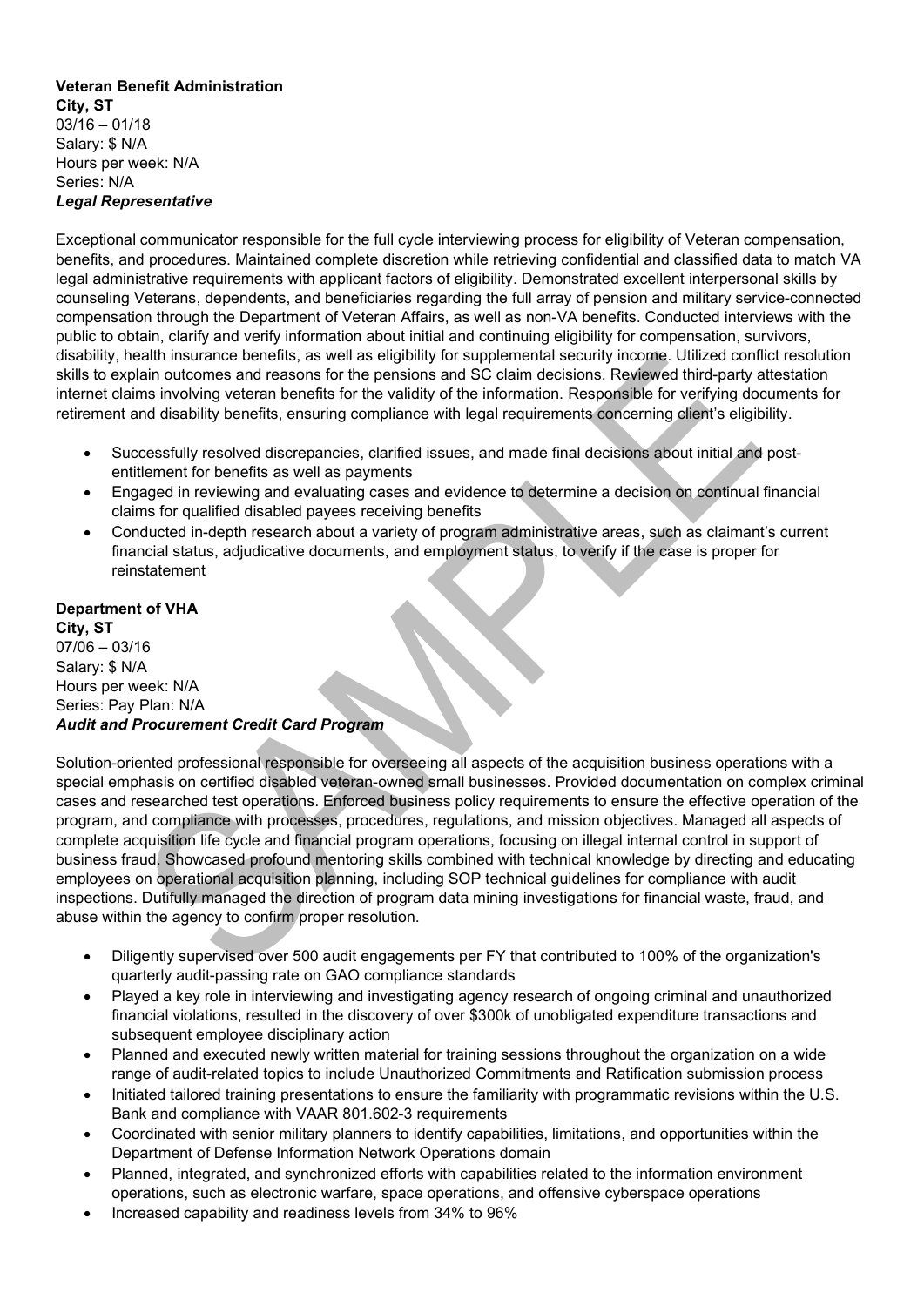**Veteran Benefit Administration**
**City, ST**
03/16 – 01/18
Salary: $ N/A
Hours per week: N/A
Series: N/A
***Legal Representative***

Exceptional communicator responsible for the full cycle interviewing process for eligibility of Veteran compensation, benefits, and procedures. Maintained complete discretion while retrieving confidential and classified data to match VA legal administrative requirements with applicant factors of eligibility. Demonstrated excellent interpersonal skills by counseling Veterans, dependents, and beneficiaries regarding the full array of pension and military service-connected compensation through the Department of Veteran Affairs, as well as non-VA benefits. Conducted interviews with the public to obtain, clarify and verify information about initial and continuing eligibility for compensation, survivors, disability, health insurance benefits, as well as eligibility for supplemental security income. Utilized conflict resolution skills to explain outcomes and reasons for the pensions and SC claim decisions. Reviewed third-party attestation internet claims involving veteran benefits for the validity of the information. Responsible for verifying documents for retirement and disability benefits, ensuring compliance with legal requirements concerning client's eligibility.

- Successfully resolved discrepancies, clarified issues, and made final decisions about initial and post-entitlement for benefits as well as payments
- Engaged in reviewing and evaluating cases and evidence to determine a decision on continual financial claims for qualified disabled payees receiving benefits
- Conducted in-depth research about a variety of program administrative areas, such as claimant's current financial status, adjudicative documents, and employment status, to verify if the case is proper for reinstatement

**Department of VHA**
**City, ST**
07/06 – 03/16
Salary: $ N/A
Hours per week: N/A
Series: Pay Plan: N/A
***Audit and Procurement Credit Card Program***

Solution-oriented professional responsible for overseeing all aspects of the acquisition business operations with a special emphasis on certified disabled veteran-owned small businesses. Provided documentation on complex criminal cases and researched test operations. Enforced business policy requirements to ensure the effective operation of the program, and compliance with processes, procedures, regulations, and mission objectives. Managed all aspects of complete acquisition life cycle and financial program operations, focusing on illegal internal control in support of business fraud. Showcased profound mentoring skills combined with technical knowledge by directing and educating employees on operational acquisition planning, including SOP technical guidelines for compliance with audit inspections. Dutifully managed the direction of program data mining investigations for financial waste, fraud, and abuse within the agency to confirm proper resolution.

- Diligently supervised over 500 audit engagements per FY that contributed to 100% of the organization's quarterly audit-passing rate on GAO compliance standards
- Played a key role in interviewing and investigating agency research of ongoing criminal and unauthorized financial violations, resulted in the discovery of over $300k of unobligated expenditure transactions and subsequent employee disciplinary action
- Planned and executed newly written material for training sessions throughout the organization on a wide range of audit-related topics to include Unauthorized Commitments and Ratification submission process
- Initiated tailored training presentations to ensure the familiarity with programmatic revisions within the U.S. Bank and compliance with VAAR 801.602-3 requirements
- Coordinated with senior military planners to identify capabilities, limitations, and opportunities within the Department of Defense Information Network Operations domain
- Planned, integrated, and synchronized efforts with capabilities related to the information environment operations, such as electronic warfare, space operations, and offensive cyberspace operations
- Increased capability and readiness levels from 34% to 96%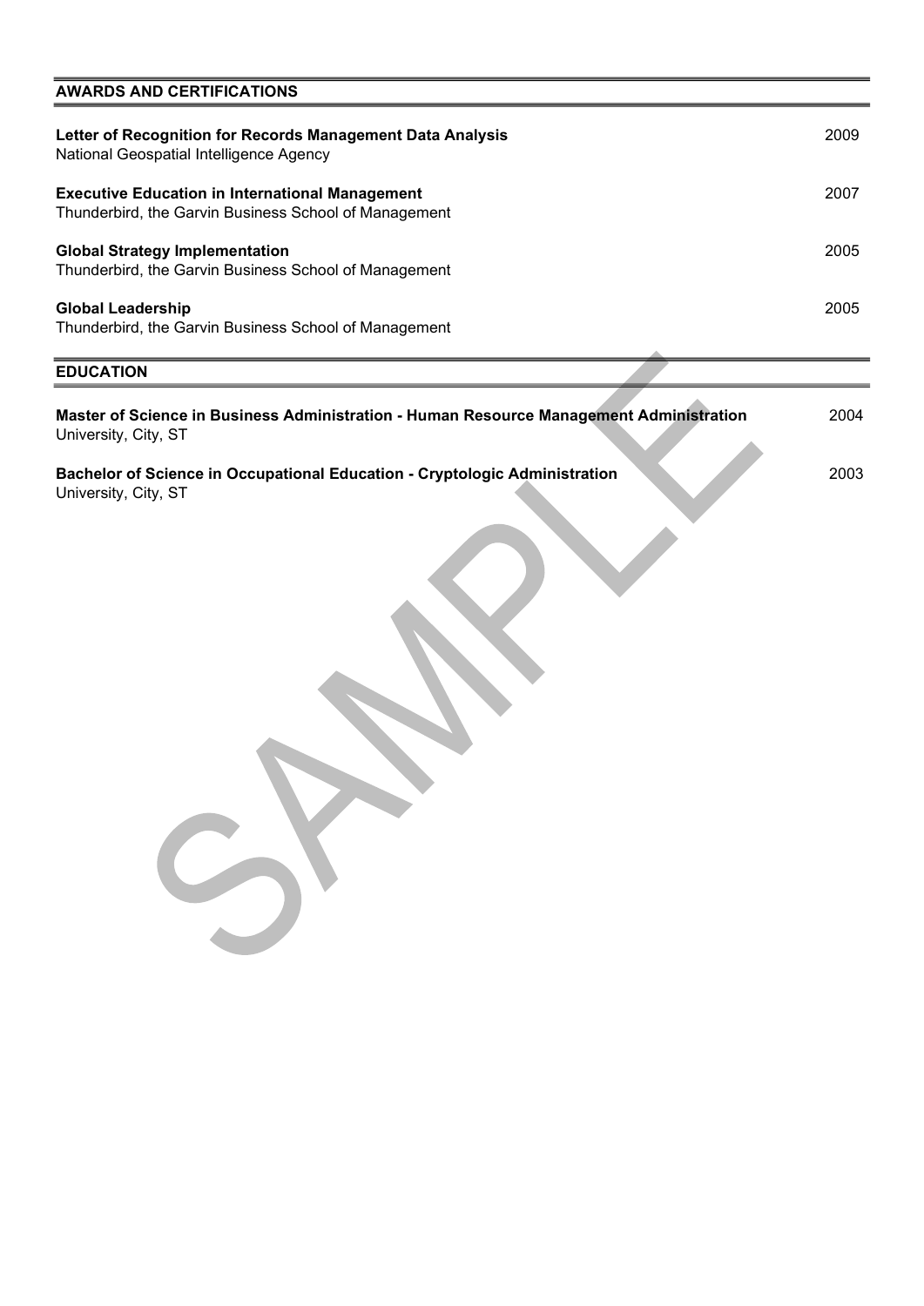## AWARDS AND CERTIFICATIONS

**Letter of Recognition for Records Management Data Analysis** 2009
National Geospatial Intelligence Agency

**Executive Education in International Management** 2007
Thunderbird, the Garvin Business School of Management

**Global Strategy Implementation** 2005
Thunderbird, the Garvin Business School of Management

**Global Leadership** 2005
Thunderbird, the Garvin Business School of Management

## EDUCATION

**Master of Science in Business Administration - Human Resource Management Administration** 2004
University, City, ST

**Bachelor of Science in Occupational Education - Cryptologic Administration** 2003
University, City, ST

SAMPLE